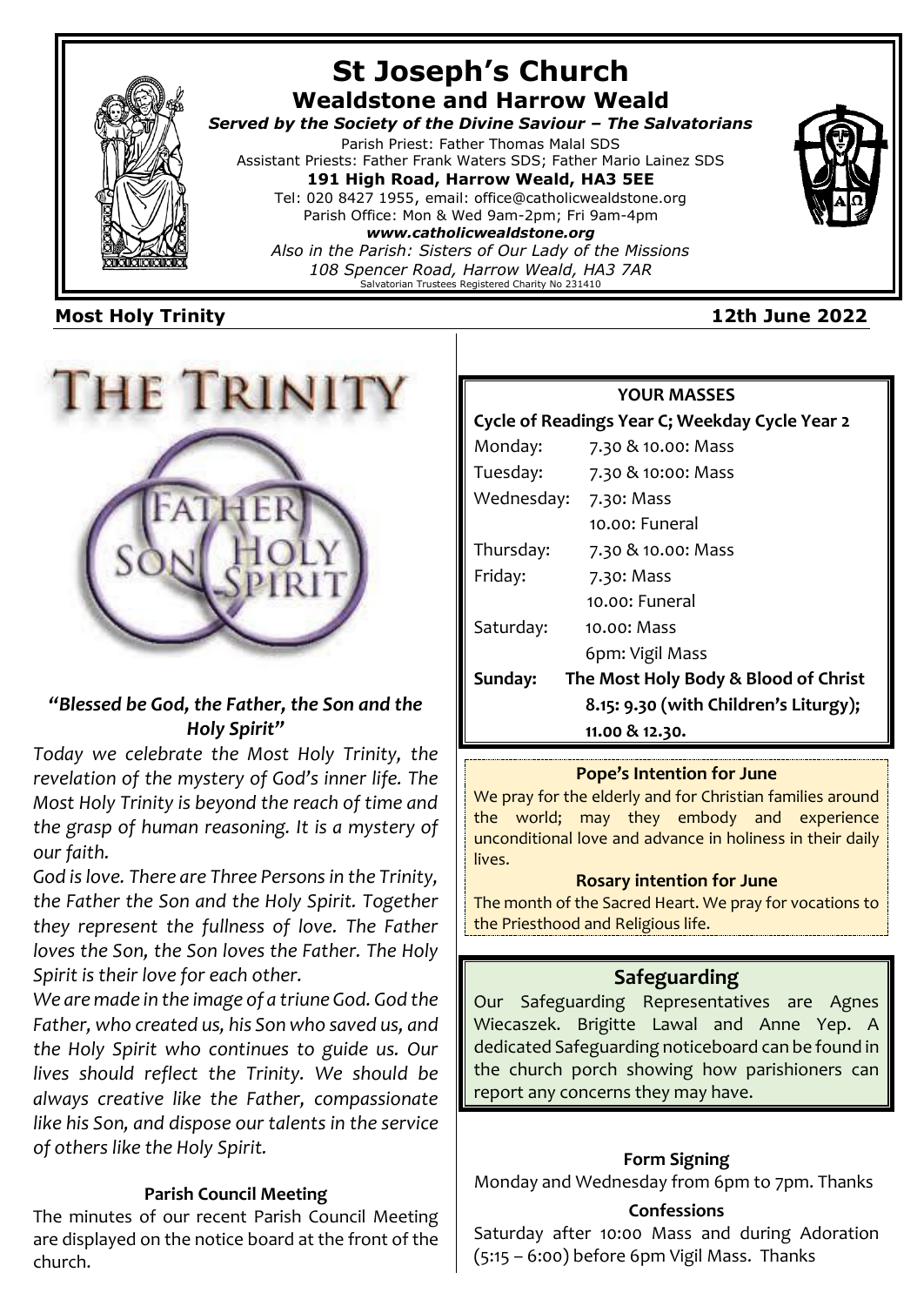# St Joseph's Church

## Wealdstone and Harrow Weald

***Served by the Society of the Divine Saviour – The Salvatorians***

Parish Priest: Father Thomas Malal SDS

Assistant Priests: Father Frank Waters SDS; Father Mario Lainez SDS

**191 High Road, Harrow Weald, HA3 5EE**

Tel: 020 8427 1955, email: office@catholicwealdstone.org

Parish Office: Mon & Wed 9am-2pm; Fri 9am-4pm

***www.catholicwealdstone.org***

*Also in the Parish: Sisters of Our Lady of the Missions*

*108 Spencer Road, Harrow Weald, HA3 7AR*

Salvatorian Trustees Registered Charity No 231410

**Most Holy Trinity** **12th June 2022**

THE TRINITY

FATHER SON HOLY SPIRIT

### *"Blessed be God, the Father, the Son and the Holy Spirit"*

*Today we celebrate the Most Holy Trinity, the revelation of the mystery of God's inner life. The Most Holy Trinity is beyond the reach of time and the grasp of human reasoning. It is a mystery of our faith.*

*God is love. There are Three Persons in the Trinity, the Father the Son and the Holy Spirit. Together they represent the fullness of love. The Father loves the Son, the Son loves the Father. The Holy Spirit is their love for each other.*

*We are made in the image of a triune God. God the Father, who created us, his Son who saved us, and the Holy Spirit who continues to guide us. Our lives should reflect the Trinity. We should be always creative like the Father, compassionate like his Son, and dispose our talents in the service of others like the Holy Spirit.*

### Parish Council Meeting

The minutes of our recent Parish Council Meeting are displayed on the notice board at the front of the church.

### YOUR MASSES

**Cycle of Readings Year C; Weekday Cycle Year 2**

| Day | Times |
|---|---|
| Monday: | 7.30 & 10.00: Mass |
| Tuesday: | 7.30 & 10:00: Mass |
| Wednesday: | 7.30: Mass |
| | 10.00: Funeral |
| Thursday: | 7.30 & 10.00: Mass |
| Friday: | 7.30: Mass |
| | 10.00: Funeral |
| Saturday: | 10.00: Mass |
| | 6pm: Vigil Mass |
| **Sunday:** | **The Most Holy Body & Blood of Christ** |
| | **8.15: 9.30 (with Children's Liturgy);** |
| | **11.00 & 12.30.** |

### Pope's Intention for June

We pray for the elderly and for Christian families around the world; may they embody and experience unconditional love and advance in holiness in their daily lives.

### Rosary intention for June

The month of the Sacred Heart. We pray for vocations to the Priesthood and Religious life.

### Safeguarding

Our Safeguarding Representatives are Agnes Wiecaszek. Brigitte Lawal and Anne Yep. A dedicated Safeguarding noticeboard can be found in the church porch showing how parishioners can report any concerns they may have.

### Form Signing

Monday and Wednesday from 6pm to 7pm. Thanks

### Confessions

Saturday after 10:00 Mass and during Adoration (5:15 – 6:00) before 6pm Vigil Mass. Thanks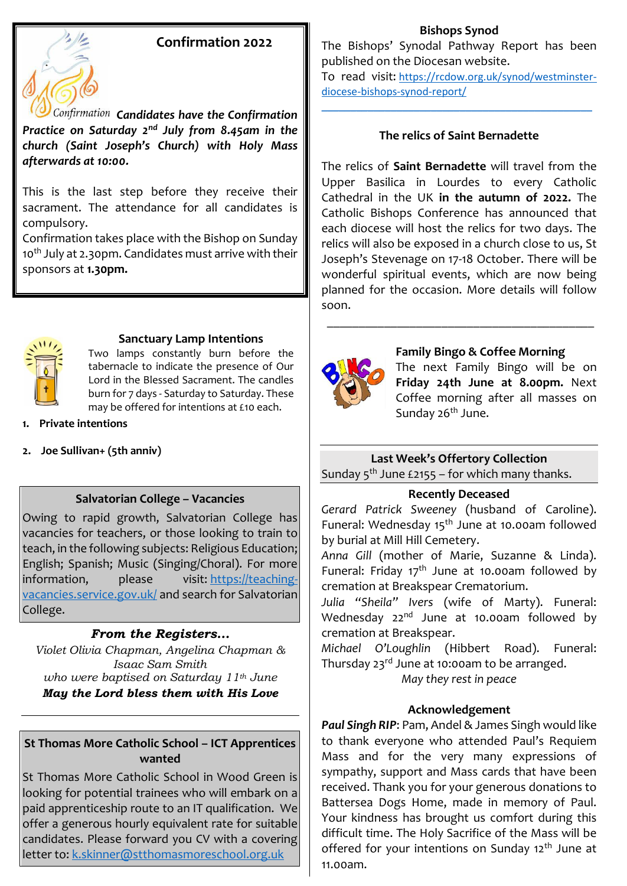## Confirmation 2022

*Confirmation* ***Candidates have the Confirmation Practice on Saturday 2nd July from 8.45am in the church (Saint Joseph's Church) with Holy Mass afterwards at 10:00.***

This is the last step before they receive their sacrament. The attendance for all candidates is compulsory.
Confirmation takes place with the Bishop on Sunday 10th July at 2.30pm. Candidates must arrive with their sponsors at **1.30pm.**

### Sanctuary Lamp Intentions

Two lamps constantly burn before the tabernacle to indicate the presence of Our Lord in the Blessed Sacrament. The candles burn for 7 days - Saturday to Saturday. These may be offered for intentions at £10 each.

1. **Private intentions**
2. **Joe Sullivan+ (5th anniv)**

### Salvatorian College – Vacancies

Owing to rapid growth, Salvatorian College has vacancies for teachers, or those looking to train to teach, in the following subjects: Religious Education; English; Spanish; Music (Singing/Choral). For more information, please visit: https://teaching-vacancies.service.gov.uk/ and search for Salvatorian College.

### *From the Registers…*

*Violet Olivia Chapman, Angelina Chapman & Isaac Sam Smith*
*who were baptised on Saturday 11th June*
***May the Lord bless them with His Love***

### St Thomas More Catholic School – ICT Apprentices wanted

St Thomas More Catholic School in Wood Green is looking for potential trainees who will embark on a paid apprenticeship route to an IT qualification. We offer a generous hourly equivalent rate for suitable candidates. Please forward you CV with a covering letter to: k.skinner@stthomasmoreschool.org.uk

### Bishops Synod

The Bishops' Synodal Pathway Report has been published on the Diocesan website.
To read visit: https://rcdow.org.uk/synod/westminster-diocese-bishops-synod-report/

### The relics of Saint Bernadette

The relics of **Saint Bernadette** will travel from the Upper Basilica in Lourdes to every Catholic Cathedral in the UK **in the autumn of 2022.** The Catholic Bishops Conference has announced that each diocese will host the relics for two days. The relics will also be exposed in a church close to us, St Joseph's Stevenage on 17-18 October. There will be wonderful spiritual events, which are now being planned for the occasion. More details will follow soon.

### Family Bingo & Coffee Morning

The next Family Bingo will be on **Friday 24th June at 8.00pm.** Next Coffee morning after all masses on Sunday 26th June.

### Last Week's Offertory Collection

Sunday 5th June £2155 – for which many thanks.

### Recently Deceased

*Gerard Patrick Sweeney* (husband of Caroline). Funeral: Wednesday 15th June at 10.00am followed by burial at Mill Hill Cemetery.
*Anna Gill* (mother of Marie, Suzanne & Linda). Funeral: Friday 17th June at 10.00am followed by cremation at Breakspear Crematorium.
*Julia "Sheila" Ivers* (wife of Marty). Funeral: Wednesday 22nd June at 10.00am followed by cremation at Breakspear.
*Michael O'Loughlin* (Hibbert Road). Funeral: Thursday 23rd June at 10:00am to be arranged.

*May they rest in peace*

### Acknowledgement

***Paul Singh RIP***: Pam, Andel & James Singh would like to thank everyone who attended Paul's Requiem Mass and for the very many expressions of sympathy, support and Mass cards that have been received. Thank you for your generous donations to Battersea Dogs Home, made in memory of Paul. Your kindness has brought us comfort during this difficult time. The Holy Sacrifice of the Mass will be offered for your intentions on Sunday 12th June at 11.00am.